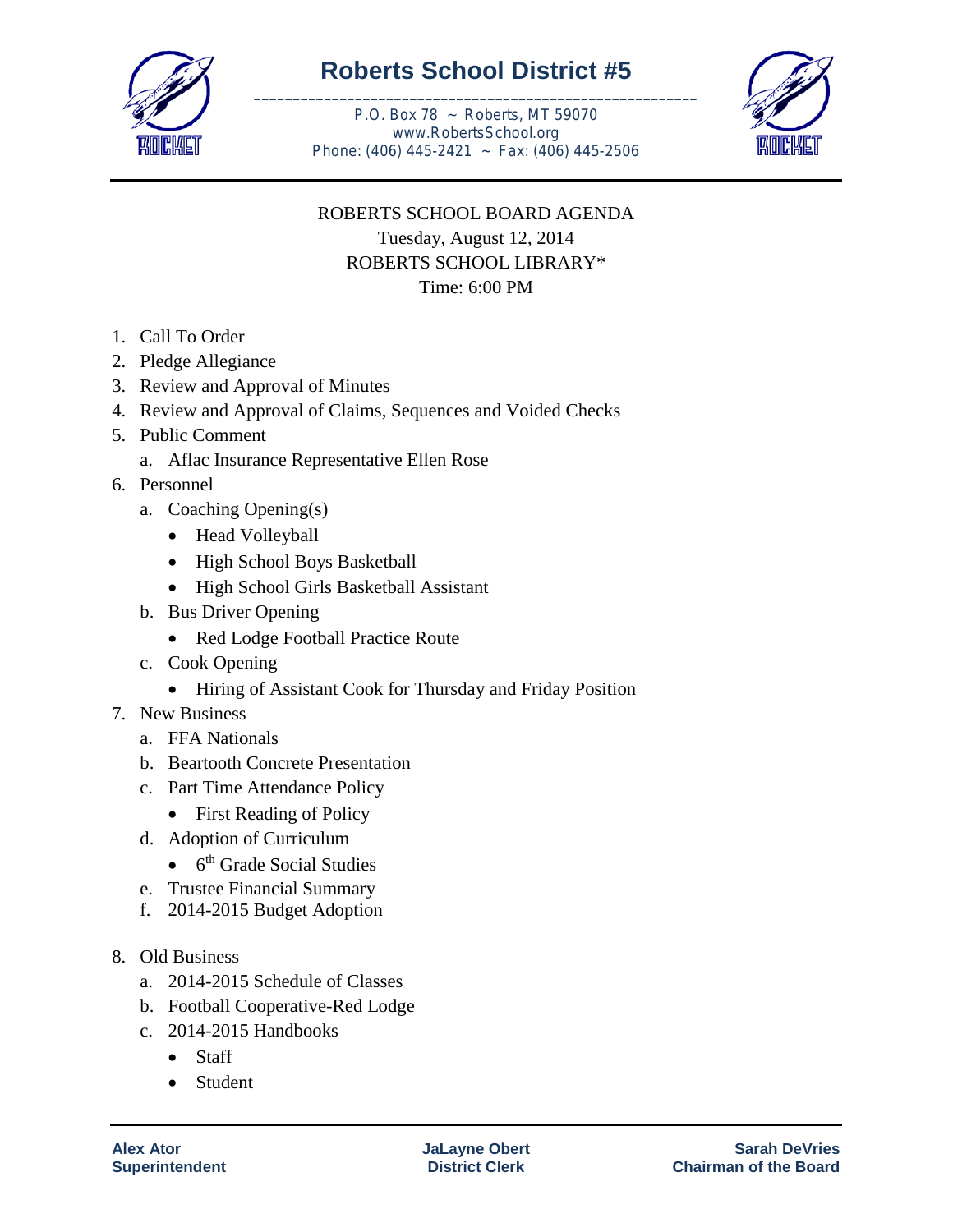# Roberts School District #5

P.O. Box 78 ~ Roberts, MT 59070
www.RobertsSchool.org
Phone: (406) 445-2421 ~ Fax: (406) 445-2506

ROBERTS SCHOOL BOARD AGENDA
Tuesday, August 12, 2014
ROBERTS SCHOOL LIBRARY*
Time: 6:00 PM

1. Call To Order
2. Pledge Allegiance
3. Review and Approval of Minutes
4. Review and Approval of Claims, Sequences and Voided Checks
5. Public Comment
   a. Aflac Insurance Representative Ellen Rose
6. Personnel
   a. Coaching Opening(s)
      - Head Volleyball
      - High School Boys Basketball
      - High School Girls Basketball Assistant
   b. Bus Driver Opening
      - Red Lodge Football Practice Route
   c. Cook Opening
      - Hiring of Assistant Cook for Thursday and Friday Position
7. New Business
   a. FFA Nationals
   b. Beartooth Concrete Presentation
   c. Part Time Attendance Policy
      - First Reading of Policy
   d. Adoption of Curriculum
      - 6th Grade Social Studies
   e. Trustee Financial Summary
   f. 2014-2015 Budget Adoption
8. Old Business
   a. 2014-2015 Schedule of Classes
   b. Football Cooperative-Red Lodge
   c. 2014-2015 Handbooks
      - Staff
      - Student

**Alex Ator**
**Superintendent**

**JaLayne Obert**
**District Clerk**

**Sarah DeVries**
**Chairman of the Board**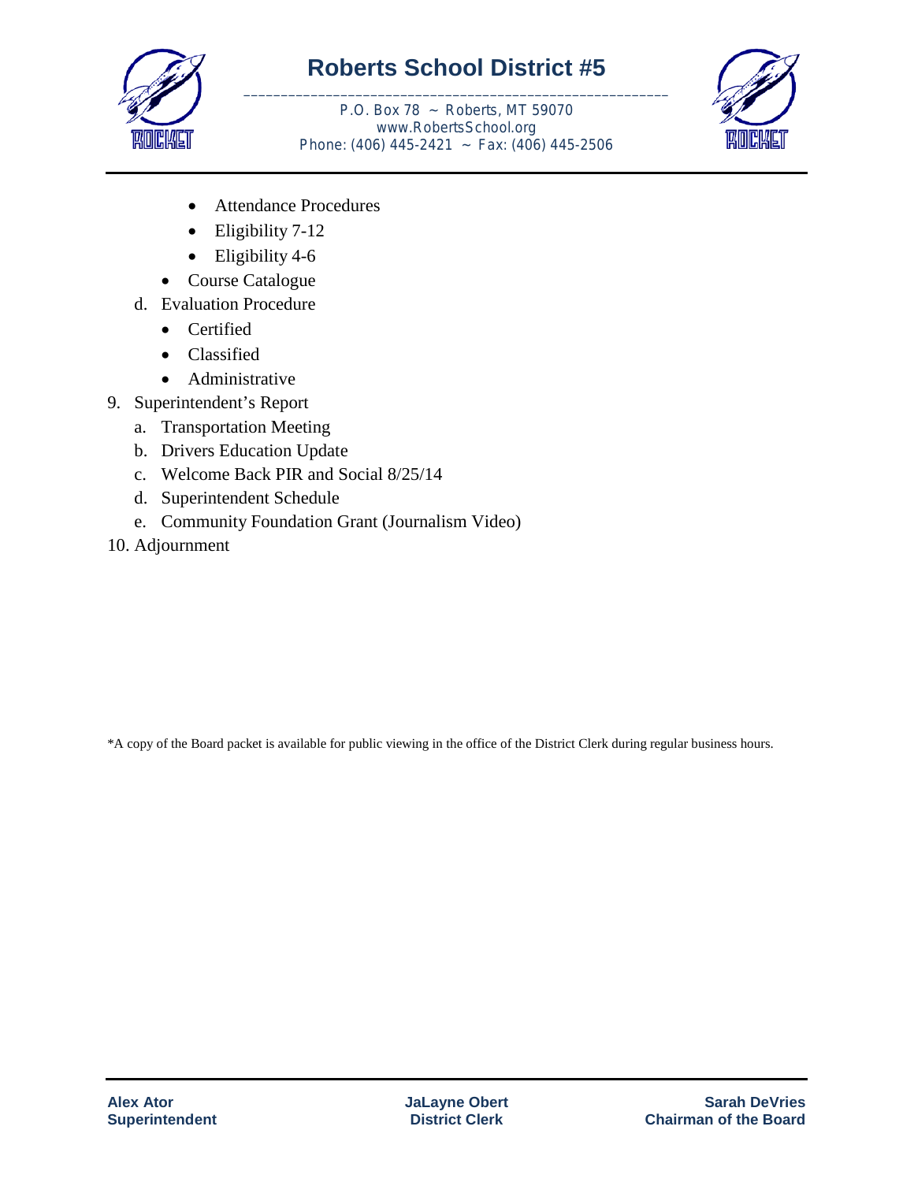- Attendance Procedures
        - Eligibility 7-12
        - Eligibility 4-6
    - Course Catalogue
  - d. Evaluation Procedure
    - Certified
    - Classified
    - Administrative

9. Superintendent's Report
   a. Transportation Meeting
   b. Drivers Education Update
   c. Welcome Back PIR and Social 8/25/14
   d. Superintendent Schedule
   e. Community Foundation Grant (Journalism Video)
10. Adjournment

*A copy of the Board packet is available for public viewing in the office of the District Clerk during regular business hours.